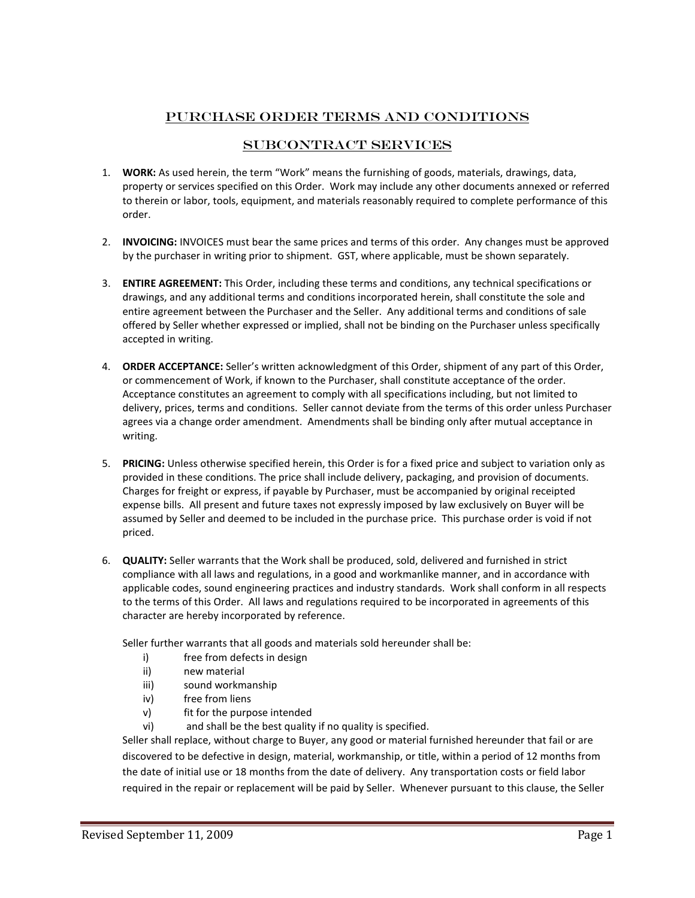# PURCHASE ORDER TERMS AND CONDITIONS

## SUBCONTRACT SERVICES

1. **WORK:** As used herein, the term "Work" means the furnishing of goods, materials, drawings, data, property or services specified on this Order. Work may include any other documents annexed or referred to therein or labor, tools, equipment, and materials reasonably required to complete performance of this order.

2. **INVOICING:** INVOICES must bear the same prices and terms of this order. Any changes must be approved by the purchaser in writing prior to shipment. GST, where applicable, must be shown separately.

3. **ENTIRE AGREEMENT:** This Order, including these terms and conditions, any technical specifications or drawings, and any additional terms and conditions incorporated herein, shall constitute the sole and entire agreement between the Purchaser and the Seller. Any additional terms and conditions of sale offered by Seller whether expressed or implied, shall not be binding on the Purchaser unless specifically accepted in writing.

4. **ORDER ACCEPTANCE:** Seller's written acknowledgment of this Order, shipment of any part of this Order, or commencement of Work, if known to the Purchaser, shall constitute acceptance of the order. Acceptance constitutes an agreement to comply with all specifications including, but not limited to delivery, prices, terms and conditions. Seller cannot deviate from the terms of this order unless Purchaser agrees via a change order amendment. Amendments shall be binding only after mutual acceptance in writing.

5. **PRICING:** Unless otherwise specified herein, this Order is for a fixed price and subject to variation only as provided in these conditions. The price shall include delivery, packaging, and provision of documents. Charges for freight or express, if payable by Purchaser, must be accompanied by original receipted expense bills. All present and future taxes not expressly imposed by law exclusively on Buyer will be assumed by Seller and deemed to be included in the purchase price. This purchase order is void if not priced.

6. **QUALITY:** Seller warrants that the Work shall be produced, sold, delivered and furnished in strict compliance with all laws and regulations, in a good and workmanlike manner, and in accordance with applicable codes, sound engineering practices and industry standards. Work shall conform in all respects to the terms of this Order. All laws and regulations required to be incorporated in agreements of this character are hereby incorporated by reference.

   Seller further warrants that all goods and materials sold hereunder shall be:

   i) free from defects in design
   ii) new material
   iii) sound workmanship
   iv) free from liens
   v) fit for the purpose intended
   vi) and shall be the best quality if no quality is specified.

   Seller shall replace, without charge to Buyer, any good or material furnished hereunder that fail or are discovered to be defective in design, material, workmanship, or title, within a period of 12 months from the date of initial use or 18 months from the date of delivery. Any transportation costs or field labor required in the repair or replacement will be paid by Seller. Whenever pursuant to this clause, the Seller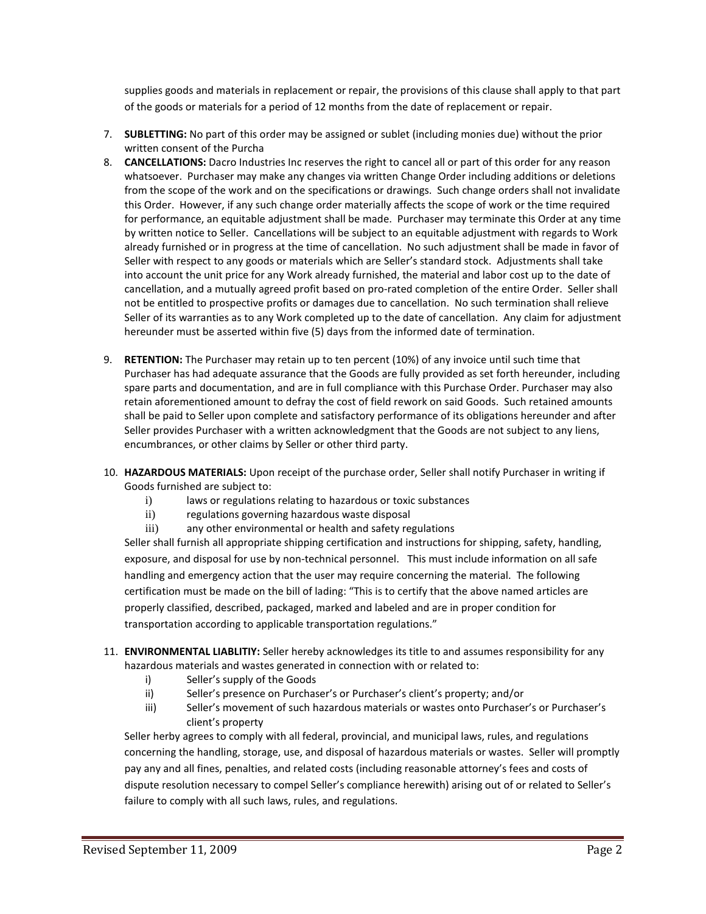supplies goods and materials in replacement or repair, the provisions of this clause shall apply to that part of the goods or materials for a period of 12 months from the date of replacement or repair.

7. **SUBLETTING:** No part of this order may be assigned or sublet (including monies due) without the prior written consent of the Purcha
8. **CANCELLATIONS:** Dacro Industries Inc reserves the right to cancel all or part of this order for any reason whatsoever. Purchaser may make any changes via written Change Order including additions or deletions from the scope of the work and on the specifications or drawings. Such change orders shall not invalidate this Order. However, if any such change order materially affects the scope of work or the time required for performance, an equitable adjustment shall be made. Purchaser may terminate this Order at any time by written notice to Seller. Cancellations will be subject to an equitable adjustment with regards to Work already furnished or in progress at the time of cancellation. No such adjustment shall be made in favor of Seller with respect to any goods or materials which are Seller's standard stock. Adjustments shall take into account the unit price for any Work already furnished, the material and labor cost up to the date of cancellation, and a mutually agreed profit based on pro-rated completion of the entire Order. Seller shall not be entitled to prospective profits or damages due to cancellation. No such termination shall relieve Seller of its warranties as to any Work completed up to the date of cancellation. Any claim for adjustment hereunder must be asserted within five (5) days from the informed date of termination.

9. **RETENTION:** The Purchaser may retain up to ten percent (10%) of any invoice until such time that Purchaser has had adequate assurance that the Goods are fully provided as set forth hereunder, including spare parts and documentation, and are in full compliance with this Purchase Order. Purchaser may also retain aforementioned amount to defray the cost of field rework on said Goods. Such retained amounts shall be paid to Seller upon complete and satisfactory performance of its obligations hereunder and after Seller provides Purchaser with a written acknowledgment that the Goods are not subject to any liens, encumbrances, or other claims by Seller or other third party.

10. **HAZARDOUS MATERIALS:** Upon receipt of the purchase order, Seller shall notify Purchaser in writing if Goods furnished are subject to:
    i) laws or regulations relating to hazardous or toxic substances
    ii) regulations governing hazardous waste disposal
    iii) any other environmental or health and safety regulations

    Seller shall furnish all appropriate shipping certification and instructions for shipping, safety, handling, exposure, and disposal for use by non-technical personnel. This must include information on all safe handling and emergency action that the user may require concerning the material. The following certification must be made on the bill of lading: "This is to certify that the above named articles are properly classified, described, packaged, marked and labeled and are in proper condition for transportation according to applicable transportation regulations."

11. **ENVIRONMENTAL LIABLITIY:** Seller hereby acknowledges its title to and assumes responsibility for any hazardous materials and wastes generated in connection with or related to:
    i) Seller's supply of the Goods
    ii) Seller's presence on Purchaser's or Purchaser's client's property; and/or
    iii) Seller's movement of such hazardous materials or wastes onto Purchaser's or Purchaser's client's property

    Seller herby agrees to comply with all federal, provincial, and municipal laws, rules, and regulations concerning the handling, storage, use, and disposal of hazardous materials or wastes. Seller will promptly pay any and all fines, penalties, and related costs (including reasonable attorney's fees and costs of dispute resolution necessary to compel Seller's compliance herewith) arising out of or related to Seller's failure to comply with all such laws, rules, and regulations.

Revised September 11, 2009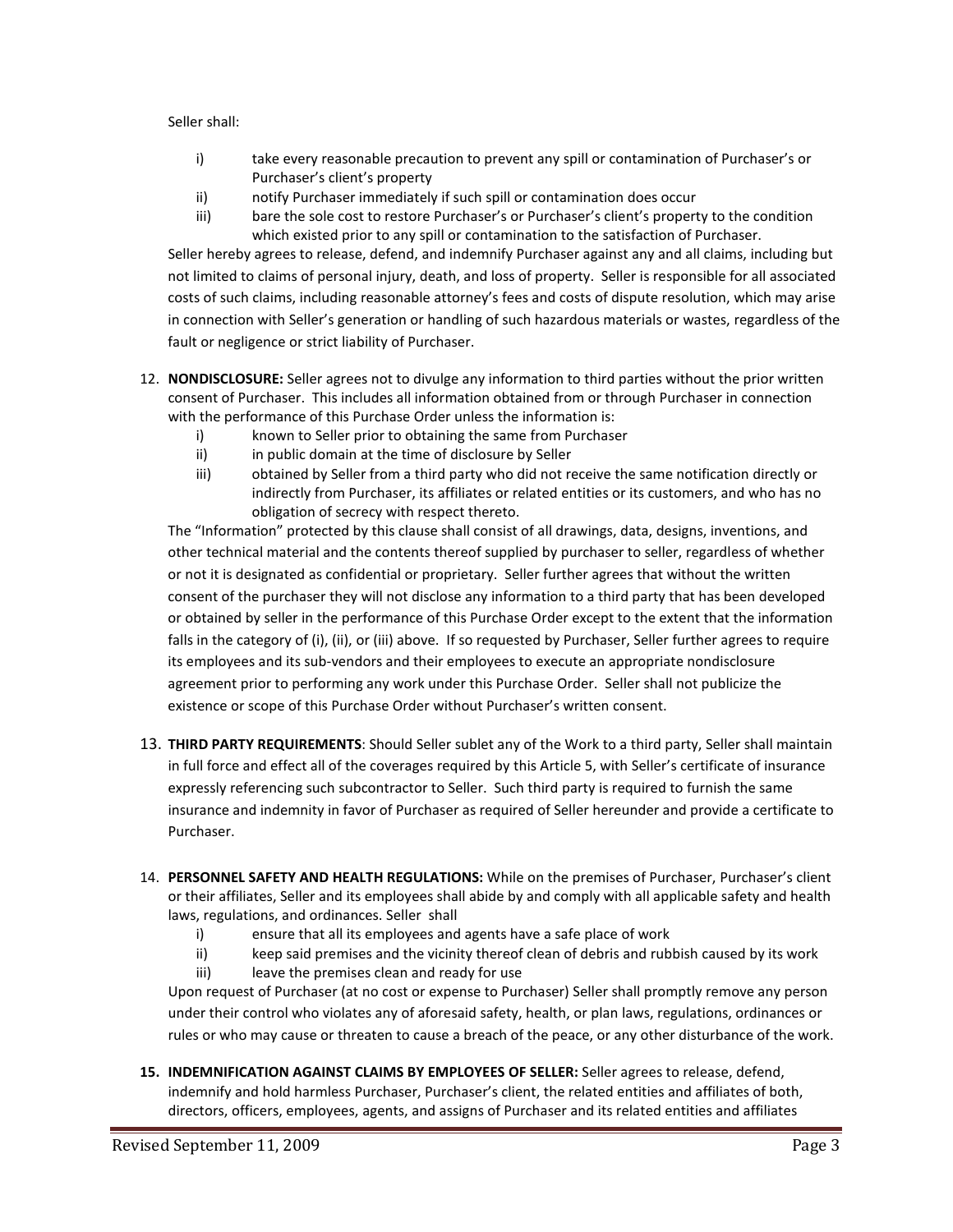Seller shall:

- i) take every reasonable precaution to prevent any spill or contamination of Purchaser's or Purchaser's client's property
- ii) notify Purchaser immediately if such spill or contamination does occur
- iii) bare the sole cost to restore Purchaser's or Purchaser's client's property to the condition which existed prior to any spill or contamination to the satisfaction of Purchaser.

Seller hereby agrees to release, defend, and indemnify Purchaser against any and all claims, including but not limited to claims of personal injury, death, and loss of property. Seller is responsible for all associated costs of such claims, including reasonable attorney's fees and costs of dispute resolution, which may arise in connection with Seller's generation or handling of such hazardous materials or wastes, regardless of the fault or negligence or strict liability of Purchaser.

12. **NONDISCLOSURE:** Seller agrees not to divulge any information to third parties without the prior written consent of Purchaser. This includes all information obtained from or through Purchaser in connection with the performance of this Purchase Order unless the information is:
    - i) known to Seller prior to obtaining the same from Purchaser
    - ii) in public domain at the time of disclosure by Seller
    - iii) obtained by Seller from a third party who did not receive the same notification directly or indirectly from Purchaser, its affiliates or related entities or its customers, and who has no obligation of secrecy with respect thereto.

    The "Information" protected by this clause shall consist of all drawings, data, designs, inventions, and other technical material and the contents thereof supplied by purchaser to seller, regardless of whether or not it is designated as confidential or proprietary. Seller further agrees that without the written consent of the purchaser they will not disclose any information to a third party that has been developed or obtained by seller in the performance of this Purchase Order except to the extent that the information falls in the category of (i), (ii), or (iii) above. If so requested by Purchaser, Seller further agrees to require its employees and its sub-vendors and their employees to execute an appropriate nondisclosure agreement prior to performing any work under this Purchase Order. Seller shall not publicize the existence or scope of this Purchase Order without Purchaser's written consent.

13. **THIRD PARTY REQUIREMENTS**: Should Seller sublet any of the Work to a third party, Seller shall maintain in full force and effect all of the coverages required by this Article 5, with Seller's certificate of insurance expressly referencing such subcontractor to Seller. Such third party is required to furnish the same insurance and indemnity in favor of Purchaser as required of Seller hereunder and provide a certificate to Purchaser.

14. **PERSONNEL SAFETY AND HEALTH REGULATIONS:** While on the premises of Purchaser, Purchaser's client or their affiliates, Seller and its employees shall abide by and comply with all applicable safety and health laws, regulations, and ordinances. Seller shall
    - i) ensure that all its employees and agents have a safe place of work
    - ii) keep said premises and the vicinity thereof clean of debris and rubbish caused by its work
    - iii) leave the premises clean and ready for use

    Upon request of Purchaser (at no cost or expense to Purchaser) Seller shall promptly remove any person under their control who violates any of aforesaid safety, health, or plan laws, regulations, ordinances or rules or who may cause or threaten to cause a breach of the peace, or any other disturbance of the work.

15. **INDEMNIFICATION AGAINST CLAIMS BY EMPLOYEES OF SELLER:** Seller agrees to release, defend, indemnify and hold harmless Purchaser, Purchaser's client, the related entities and affiliates of both, directors, officers, employees, agents, and assigns of Purchaser and its related entities and affiliates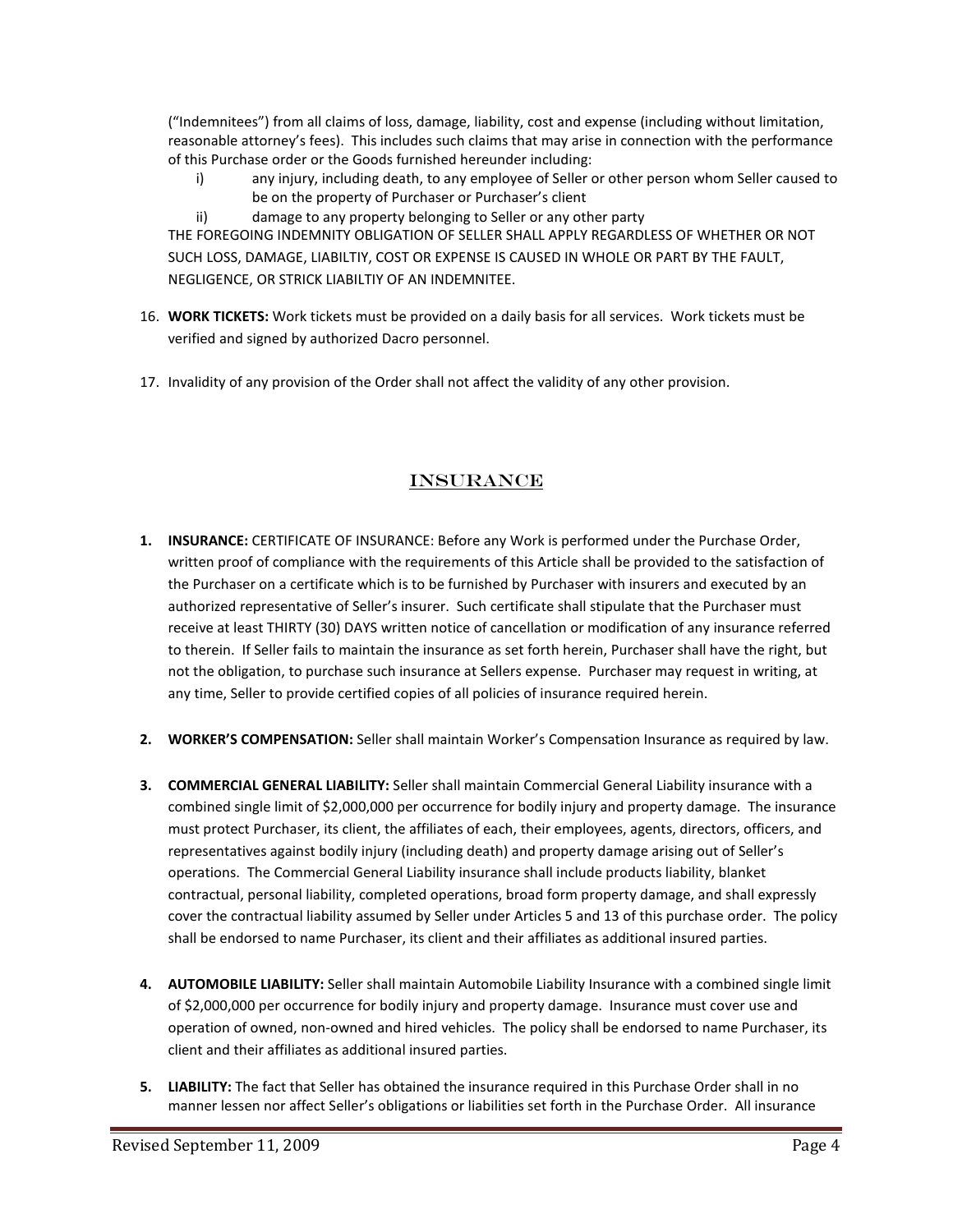("Indemnitees") from all claims of loss, damage, liability, cost and expense (including without limitation, reasonable attorney's fees). This includes such claims that may arise in connection with the performance of this Purchase order or the Goods furnished hereunder including:

i) any injury, including death, to any employee of Seller or other person whom Seller caused to be on the property of Purchaser or Purchaser's client

ii) damage to any property belonging to Seller or any other party

THE FOREGOING INDEMNITY OBLIGATION OF SELLER SHALL APPLY REGARDLESS OF WHETHER OR NOT SUCH LOSS, DAMAGE, LIABILTIY, COST OR EXPENSE IS CAUSED IN WHOLE OR PART BY THE FAULT, NEGLIGENCE, OR STRICK LIABILTIY OF AN INDEMNITEE.

16. **WORK TICKETS:** Work tickets must be provided on a daily basis for all services. Work tickets must be verified and signed by authorized Dacro personnel.

17. Invalidity of any provision of the Order shall not affect the validity of any other provision.

## INSURANCE

1. **INSURANCE:** CERTIFICATE OF INSURANCE: Before any Work is performed under the Purchase Order, written proof of compliance with the requirements of this Article shall be provided to the satisfaction of the Purchaser on a certificate which is to be furnished by Purchaser with insurers and executed by an authorized representative of Seller's insurer. Such certificate shall stipulate that the Purchaser must receive at least THIRTY (30) DAYS written notice of cancellation or modification of any insurance referred to therein. If Seller fails to maintain the insurance as set forth herein, Purchaser shall have the right, but not the obligation, to purchase such insurance at Sellers expense. Purchaser may request in writing, at any time, Seller to provide certified copies of all policies of insurance required herein.

2. **WORKER'S COMPENSATION:** Seller shall maintain Worker's Compensation Insurance as required by law.

3. **COMMERCIAL GENERAL LIABILITY:** Seller shall maintain Commercial General Liability insurance with a combined single limit of $2,000,000 per occurrence for bodily injury and property damage. The insurance must protect Purchaser, its client, the affiliates of each, their employees, agents, directors, officers, and representatives against bodily injury (including death) and property damage arising out of Seller's operations. The Commercial General Liability insurance shall include products liability, blanket contractual, personal liability, completed operations, broad form property damage, and shall expressly cover the contractual liability assumed by Seller under Articles 5 and 13 of this purchase order. The policy shall be endorsed to name Purchaser, its client and their affiliates as additional insured parties.

4. **AUTOMOBILE LIABILITY:** Seller shall maintain Automobile Liability Insurance with a combined single limit of $2,000,000 per occurrence for bodily injury and property damage. Insurance must cover use and operation of owned, non-owned and hired vehicles. The policy shall be endorsed to name Purchaser, its client and their affiliates as additional insured parties.

5. **LIABILITY:** The fact that Seller has obtained the insurance required in this Purchase Order shall in no manner lessen nor affect Seller's obligations or liabilities set forth in the Purchase Order. All insurance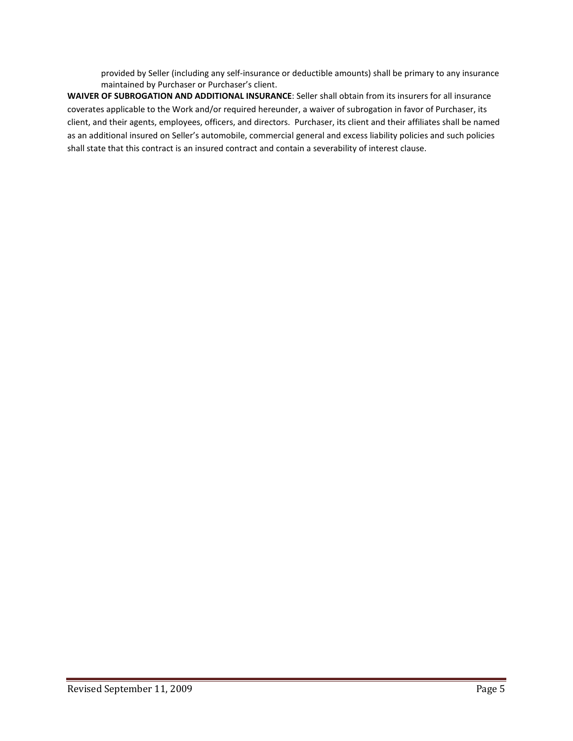provided by Seller (including any self-insurance or deductible amounts) shall be primary to any insurance maintained by Purchaser or Purchaser's client.

**WAIVER OF SUBROGATION AND ADDITIONAL INSURANCE**: Seller shall obtain from its insurers for all insurance coverates applicable to the Work and/or required hereunder, a waiver of subrogation in favor of Purchaser, its client, and their agents, employees, officers, and directors. Purchaser, its client and their affiliates shall be named as an additional insured on Seller's automobile, commercial general and excess liability policies and such policies shall state that this contract is an insured contract and contain a severability of interest clause.